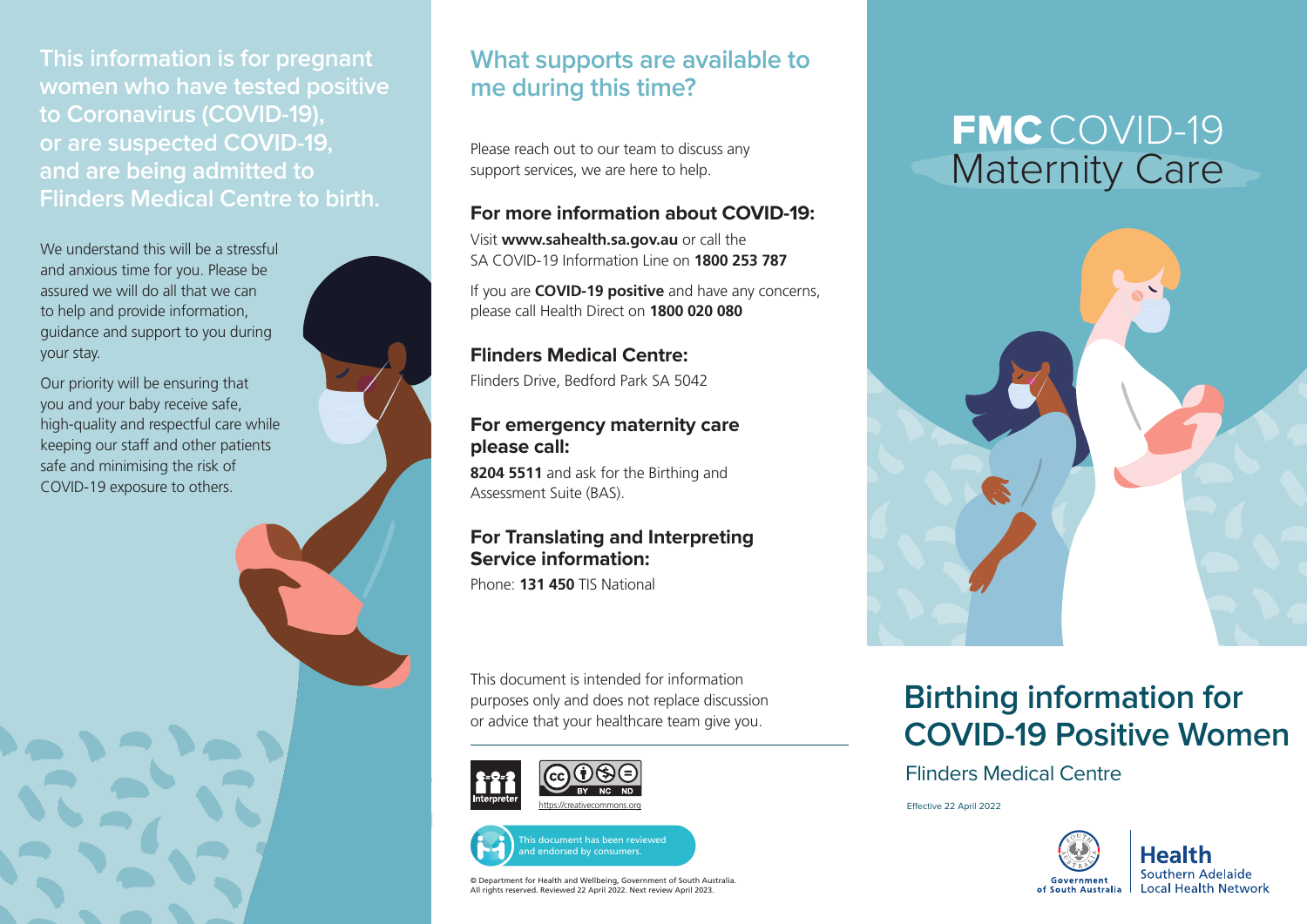# FMC COVID-19 Maternity Care

## Birthing information for COVID-19 Positive Women

Flinders Medical Centre

Effective 22 April 2022

**This information is for pregnant women who have tested positive to Coronavirus (COVID-19), or are suspected COVID-19, and are being admitted to Flinders Medical Centre to birth.**

We understand this will be a stressful and anxious time for you. Please be assured we will do all that we can to help and provide information, guidance and support to you during your stay.

Our priority will be ensuring that you and your baby receive safe, high-quality and respectful care while keeping our staff and other patients safe and minimising the risk of COVID-19 exposure to others.

## What supports are available to me during this time?

Please reach out to our team to discuss any support services, we are here to help.

### For more information about COVID-19:

Visit **www.sahealth.sa.gov.au** or call the SA COVID-19 Information Line on **1800 253 787**

If you are **COVID-19 positive** and have any concerns, please call Health Direct on **1800 020 080**

### Flinders Medical Centre:

Flinders Drive, Bedford Park SA 5042

### For emergency maternity care please call:

**8204 5511** and ask for the Birthing and Assessment Suite (BAS).

### For Translating and Interpreting Service information:

Phone: **131 450** TIS National

This document is intended for information purposes only and does not replace discussion or advice that your healthcare team give you.

Interpreter

https://creativecommons.org

This document has been reviewed and endorsed by consumers.

© Department for Health and Wellbeing, Government of South Australia. All rights reserved. Reviewed 22 April 2022. Next review April 2023.

Government of South Australia

Health
Southern Adelaide Local Health Network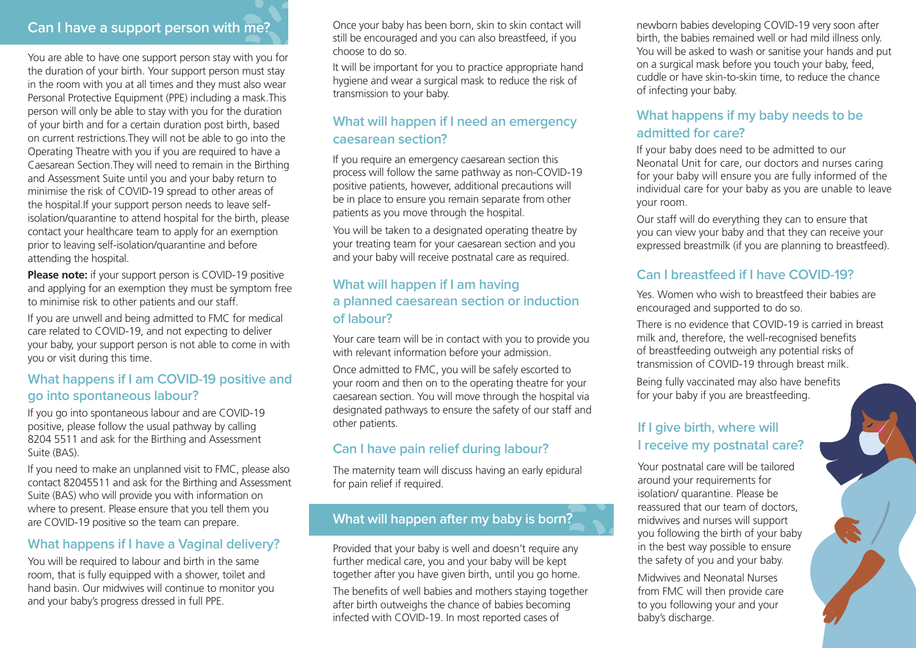## Can I have a support person with me?

You are able to have one support person stay with you for the duration of your birth. Your support person must stay in the room with you at all times and they must also wear Personal Protective Equipment (PPE) including a mask.This person will only be able to stay with you for the duration of your birth and for a certain duration post birth, based on current restrictions.They will not be able to go into the Operating Theatre with you if you are required to have a Caesarean Section.They will need to remain in the Birthing and Assessment Suite until you and your baby return to minimise the risk of COVID-19 spread to other areas of the hospital.If your support person needs to leave self-isolation/quarantine to attend hospital for the birth, please contact your healthcare team to apply for an exemption prior to leaving self-isolation/quarantine and before attending the hospital.

**Please note:** if your support person is COVID-19 positive and applying for an exemption they must be symptom free to minimise risk to other patients and our staff.

If you are unwell and being admitted to FMC for medical care related to COVID-19, and not expecting to deliver your baby, your support person is not able to come in with you or visit during this time.

### What happens if I am COVID-19 positive and go into spontaneous labour?

If you go into spontaneous labour and are COVID-19 positive, please follow the usual pathway by calling 8204 5511 and ask for the Birthing and Assessment Suite (BAS).

If you need to make an unplanned visit to FMC, please also contact 82045511 and ask for the Birthing and Assessment Suite (BAS) who will provide you with information on where to present. Please ensure that you tell them you are COVID-19 positive so the team can prepare.

### What happens if I have a Vaginal delivery?

You will be required to labour and birth in the same room, that is fully equipped with a shower, toilet and hand basin. Our midwives will continue to monitor you and your baby's progress dressed in full PPE.

Once your baby has been born, skin to skin contact will still be encouraged and you can also breastfeed, if you choose to do so.

It will be important for you to practice appropriate hand hygiene and wear a surgical mask to reduce the risk of transmission to your baby.

### What will happen if I need an emergency caesarean section?

If you require an emergency caesarean section this process will follow the same pathway as non-COVID-19 positive patients, however, additional precautions will be in place to ensure you remain separate from other patients as you move through the hospital.

You will be taken to a designated operating theatre by your treating team for your caesarean section and you and your baby will receive postnatal care as required.

### What will happen if I am having a planned caesarean section or induction of labour?

Your care team will be in contact with you to provide you with relevant information before your admission.

Once admitted to FMC, you will be safely escorted to your room and then on to the operating theatre for your caesarean section. You will move through the hospital via designated pathways to ensure the safety of our staff and other patients.

### Can I have pain relief during labour?

The maternity team will discuss having an early epidural for pain relief if required.

## What will happen after my baby is born?

Provided that your baby is well and doesn't require any further medical care, you and your baby will be kept together after you have given birth, until you go home.

The benefits of well babies and mothers staying together after birth outweighs the chance of babies becoming infected with COVID-19. In most reported cases of newborn babies developing COVID-19 very soon after birth, the babies remained well or had mild illness only. You will be asked to wash or sanitise your hands and put on a surgical mask before you touch your baby, feed, cuddle or have skin-to-skin time, to reduce the chance of infecting your baby.

### What happens if my baby needs to be admitted for care?

If your baby does need to be admitted to our Neonatal Unit for care, our doctors and nurses caring for your baby will ensure you are fully informed of the individual care for your baby as you are unable to leave your room.

Our staff will do everything they can to ensure that you can view your baby and that they can receive your expressed breastmilk (if you are planning to breastfeed).

### Can I breastfeed if I have COVID-19?

Yes. Women who wish to breastfeed their babies are encouraged and supported to do so.

There is no evidence that COVID-19 is carried in breast milk and, therefore, the well-recognised benefits of breastfeeding outweigh any potential risks of transmission of COVID-19 through breast milk.

Being fully vaccinated may also have benefits for your baby if you are breastfeeding.

### If I give birth, where will I receive my postnatal care?

Your postnatal care will be tailored around your requirements for isolation/ quarantine. Please be reassured that our team of doctors, midwives and nurses will support you following the birth of your baby in the best way possible to ensure the safety of you and your baby.

Midwives and Neonatal Nurses from FMC will then provide care to you following your and your baby's discharge.